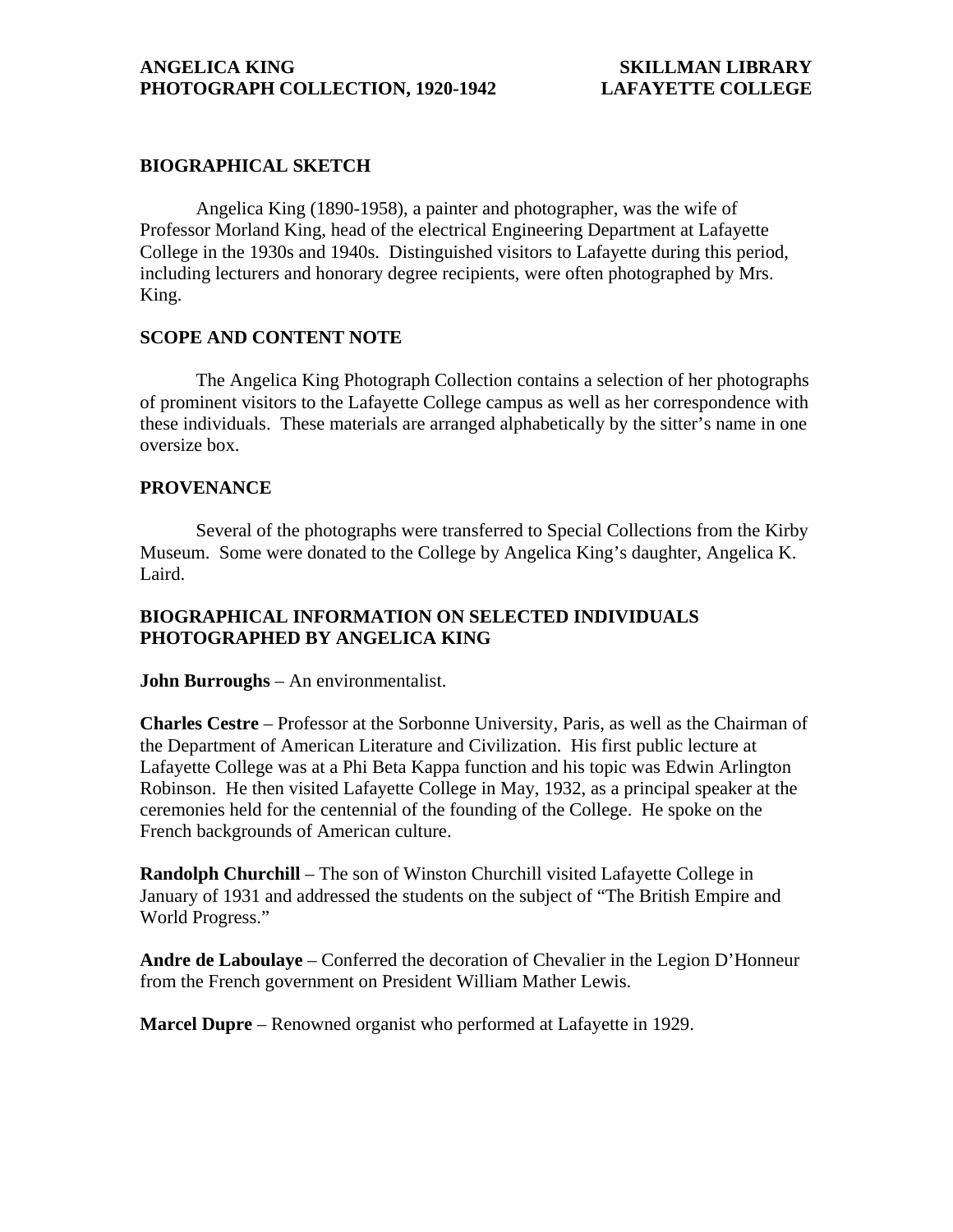# ANGELICA KING PHOTOGRAPH COLLECTION, 1920-1942

**SKILLMAN LIBRARY**
**LAFAYETTE COLLEGE**

## BIOGRAPHICAL SKETCH

Angelica King (1890-1958), a painter and photographer, was the wife of Professor Morland King, head of the electrical Engineering Department at Lafayette College in the 1930s and 1940s. Distinguished visitors to Lafayette during this period, including lecturers and honorary degree recipients, were often photographed by Mrs. King.

## SCOPE AND CONTENT NOTE

The Angelica King Photograph Collection contains a selection of her photographs of prominent visitors to the Lafayette College campus as well as her correspondence with these individuals. These materials are arranged alphabetically by the sitter's name in one oversize box.

## PROVENANCE

Several of the photographs were transferred to Special Collections from the Kirby Museum. Some were donated to the College by Angelica King's daughter, Angelica K. Laird.

## BIOGRAPHICAL INFORMATION ON SELECTED INDIVIDUALS PHOTOGRAPHED BY ANGELICA KING

**John Burroughs** – An environmentalist.

**Charles Cestre** – Professor at the Sorbonne University, Paris, as well as the Chairman of the Department of American Literature and Civilization. His first public lecture at Lafayette College was at a Phi Beta Kappa function and his topic was Edwin Arlington Robinson. He then visited Lafayette College in May, 1932, as a principal speaker at the ceremonies held for the centennial of the founding of the College. He spoke on the French backgrounds of American culture.

**Randolph Churchill** – The son of Winston Churchill visited Lafayette College in January of 1931 and addressed the students on the subject of "The British Empire and World Progress."

**Andre de Laboulaye** – Conferred the decoration of Chevalier in the Legion D'Honneur from the French government on President William Mather Lewis.

**Marcel Dupre** – Renowned organist who performed at Lafayette in 1929.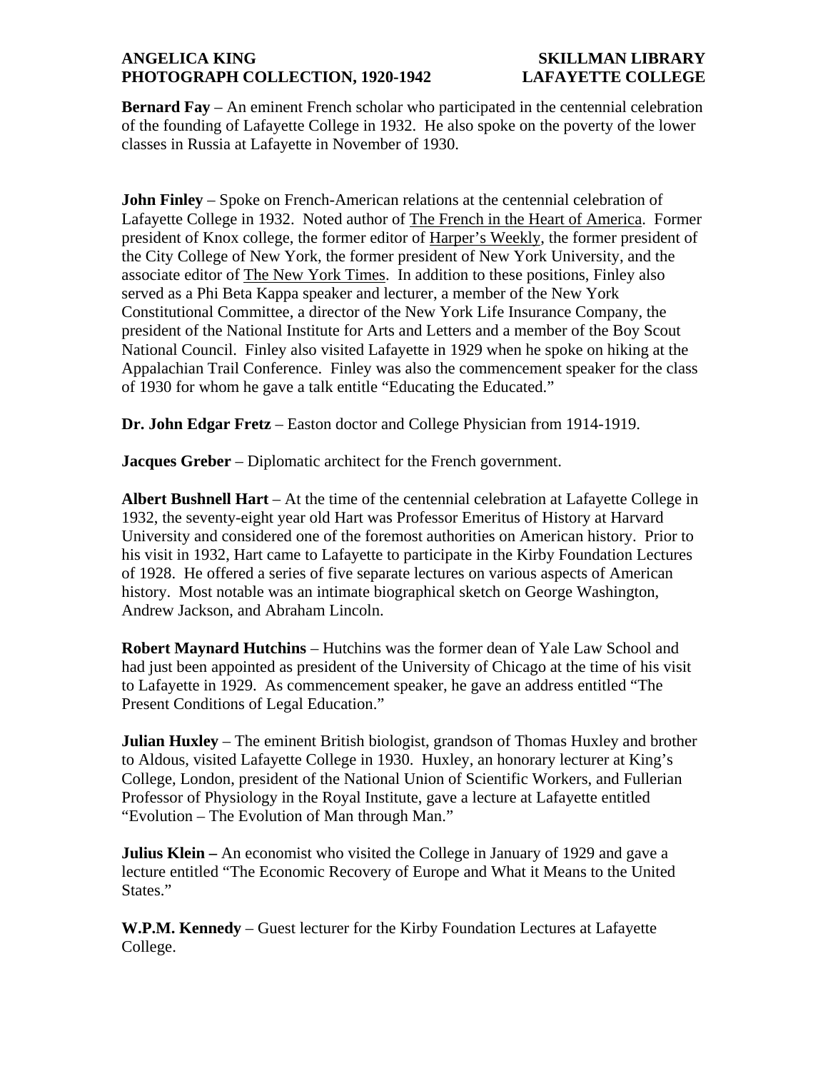**Bernard Fay** – An eminent French scholar who participated in the centennial celebration of the founding of Lafayette College in 1932. He also spoke on the poverty of the lower classes in Russia at Lafayette in November of 1930.

**John Finley** – Spoke on French-American relations at the centennial celebration of Lafayette College in 1932. Noted author of <u>The French in the Heart of America</u>. Former president of Knox college, the former editor of <u>Harper's Weekly</u>, the former president of the City College of New York, the former president of New York University, and the associate editor of <u>The New York Times</u>. In addition to these positions, Finley also served as a Phi Beta Kappa speaker and lecturer, a member of the New York Constitutional Committee, a director of the New York Life Insurance Company, the president of the National Institute for Arts and Letters and a member of the Boy Scout National Council. Finley also visited Lafayette in 1929 when he spoke on hiking at the Appalachian Trail Conference. Finley was also the commencement speaker for the class of 1930 for whom he gave a talk entitle "Educating the Educated."

**Dr. John Edgar Fretz** – Easton doctor and College Physician from 1914-1919.

**Jacques Greber** – Diplomatic architect for the French government.

**Albert Bushnell Hart** – At the time of the centennial celebration at Lafayette College in 1932, the seventy-eight year old Hart was Professor Emeritus of History at Harvard University and considered one of the foremost authorities on American history. Prior to his visit in 1932, Hart came to Lafayette to participate in the Kirby Foundation Lectures of 1928. He offered a series of five separate lectures on various aspects of American history. Most notable was an intimate biographical sketch on George Washington, Andrew Jackson, and Abraham Lincoln.

**Robert Maynard Hutchins** – Hutchins was the former dean of Yale Law School and had just been appointed as president of the University of Chicago at the time of his visit to Lafayette in 1929. As commencement speaker, he gave an address entitled "The Present Conditions of Legal Education."

**Julian Huxley** – The eminent British biologist, grandson of Thomas Huxley and brother to Aldous, visited Lafayette College in 1930. Huxley, an honorary lecturer at King's College, London, president of the National Union of Scientific Workers, and Fullerian Professor of Physiology in the Royal Institute, gave a lecture at Lafayette entitled "Evolution – The Evolution of Man through Man."

**Julius Klein –** An economist who visited the College in January of 1929 and gave a lecture entitled "The Economic Recovery of Europe and What it Means to the United States."

**W.P.M. Kennedy** – Guest lecturer for the Kirby Foundation Lectures at Lafayette College.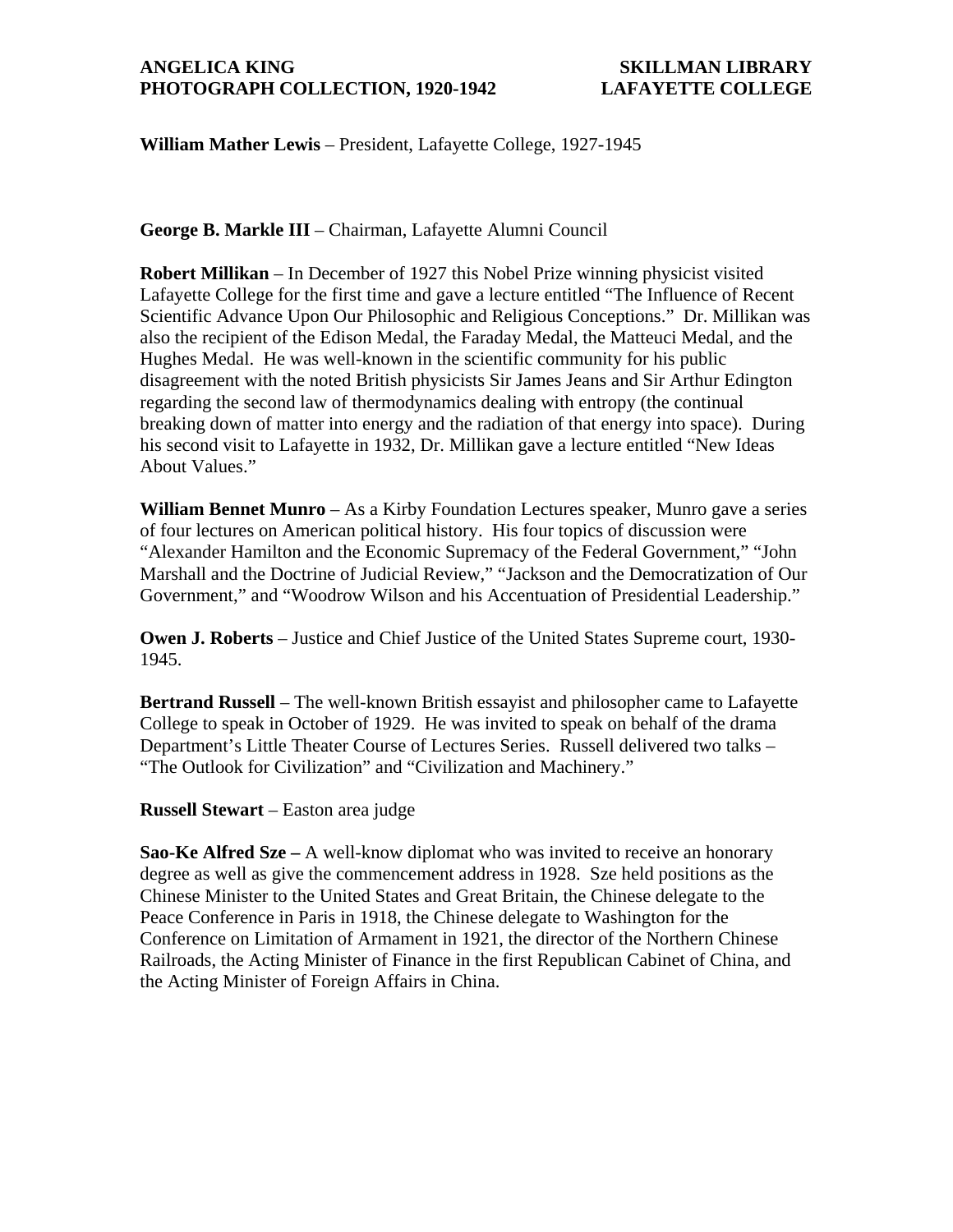**William Mather Lewis** – President, Lafayette College, 1927-1945

**George B. Markle III** – Chairman, Lafayette Alumni Council

**Robert Millikan** – In December of 1927 this Nobel Prize winning physicist visited Lafayette College for the first time and gave a lecture entitled "The Influence of Recent Scientific Advance Upon Our Philosophic and Religious Conceptions." Dr. Millikan was also the recipient of the Edison Medal, the Faraday Medal, the Matteuci Medal, and the Hughes Medal. He was well-known in the scientific community for his public disagreement with the noted British physicists Sir James Jeans and Sir Arthur Edington regarding the second law of thermodynamics dealing with entropy (the continual breaking down of matter into energy and the radiation of that energy into space). During his second visit to Lafayette in 1932, Dr. Millikan gave a lecture entitled "New Ideas About Values."

**William Bennet Munro** – As a Kirby Foundation Lectures speaker, Munro gave a series of four lectures on American political history. His four topics of discussion were "Alexander Hamilton and the Economic Supremacy of the Federal Government," "John Marshall and the Doctrine of Judicial Review," "Jackson and the Democratization of Our Government," and "Woodrow Wilson and his Accentuation of Presidential Leadership."

**Owen J. Roberts** – Justice and Chief Justice of the United States Supreme court, 1930-1945.

**Bertrand Russell** – The well-known British essayist and philosopher came to Lafayette College to speak in October of 1929. He was invited to speak on behalf of the drama Department's Little Theater Course of Lectures Series. Russell delivered two talks – "The Outlook for Civilization" and "Civilization and Machinery."

**Russell Stewart** – Easton area judge

**Sao-Ke Alfred Sze –** A well-know diplomat who was invited to receive an honorary degree as well as give the commencement address in 1928. Sze held positions as the Chinese Minister to the United States and Great Britain, the Chinese delegate to the Peace Conference in Paris in 1918, the Chinese delegate to Washington for the Conference on Limitation of Armament in 1921, the director of the Northern Chinese Railroads, the Acting Minister of Finance in the first Republican Cabinet of China, and the Acting Minister of Foreign Affairs in China.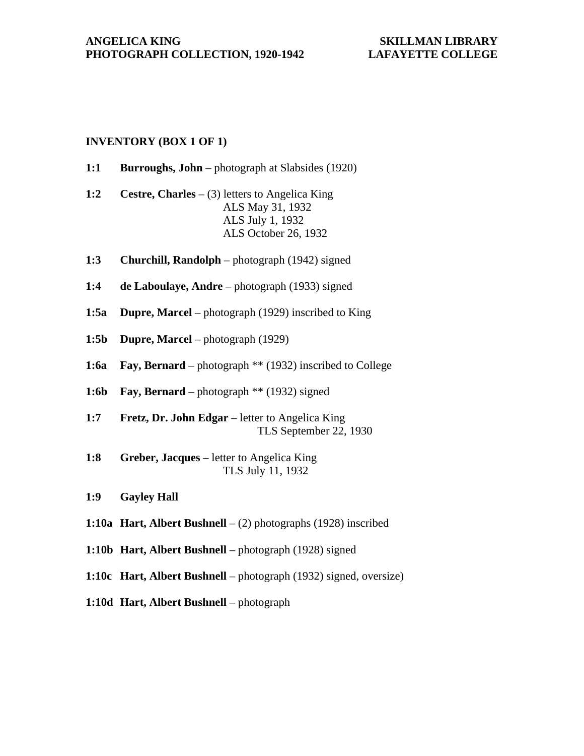## INVENTORY (BOX 1 OF 1)

**1:1** **Burroughs, John** – photograph at Slabsides (1920)

**1:2** **Cestre, Charles** – (3) letters to Angelica King
ALS May 31, 1932
ALS July 1, 1932
ALS October 26, 1932

**1:3** **Churchill, Randolph** – photograph (1942) signed

**1:4** **de Laboulaye, Andre** – photograph (1933) signed

**1:5a** **Dupre, Marcel** – photograph (1929) inscribed to King

**1:5b** **Dupre, Marcel** – photograph (1929)

**1:6a** **Fay, Bernard** – photograph ** (1932) inscribed to College

**1:6b** **Fay, Bernard** – photograph ** (1932) signed

**1:7** **Fretz, Dr. John Edgar** – letter to Angelica King
TLS September 22, 1930

**1:8** **Greber, Jacques** – letter to Angelica King
TLS July 11, 1932

**1:9** **Gayley Hall**

**1:10a** **Hart, Albert Bushnell** – (2) photographs (1928) inscribed

**1:10b** **Hart, Albert Bushnell** – photograph (1928) signed

**1:10c** **Hart, Albert Bushnell** – photograph (1932) signed, oversize)

**1:10d** **Hart, Albert Bushnell** – photograph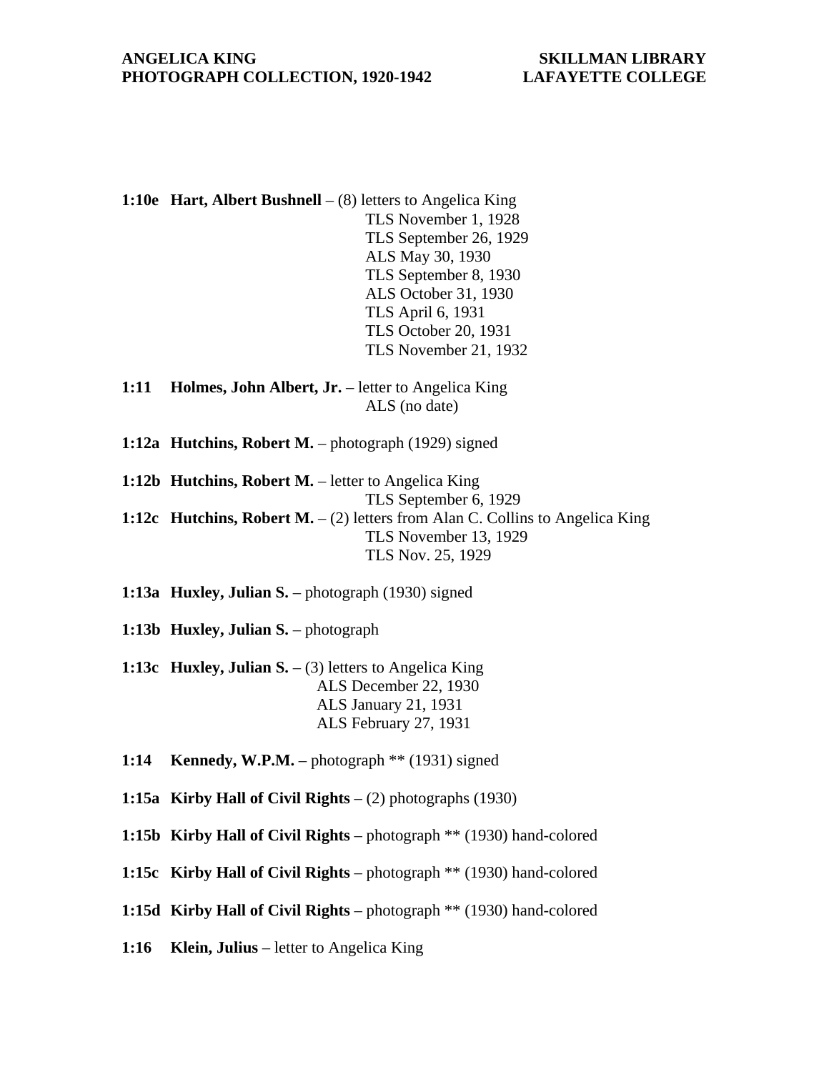**1:10e** **Hart, Albert Bushnell** – (8) letters to Angelica King
TLS November 1, 1928
TLS September 26, 1929
ALS May 30, 1930
TLS September 8, 1930
ALS October 31, 1930
TLS April 6, 1931
TLS October 20, 1931
TLS November 21, 1932

**1:11** **Holmes, John Albert, Jr.** – letter to Angelica King
ALS (no date)

**1:12a** **Hutchins, Robert M.** – photograph (1929) signed

**1:12b** **Hutchins, Robert M.** – letter to Angelica King
TLS September 6, 1929

**1:12c** **Hutchins, Robert M.** – (2) letters from Alan C. Collins to Angelica King
TLS November 13, 1929
TLS Nov. 25, 1929

**1:13a** **Huxley, Julian S.** – photograph (1930) signed

**1:13b** **Huxley, Julian S.** – photograph

**1:13c** **Huxley, Julian S.** – (3) letters to Angelica King
ALS December 22, 1930
ALS January 21, 1931
ALS February 27, 1931

**1:14** **Kennedy, W.P.M.** – photograph ** (1931) signed

**1:15a** **Kirby Hall of Civil Rights** – (2) photographs (1930)

**1:15b** **Kirby Hall of Civil Rights** – photograph ** (1930) hand-colored

**1:15c** **Kirby Hall of Civil Rights** – photograph ** (1930) hand-colored

**1:15d** **Kirby Hall of Civil Rights** – photograph ** (1930) hand-colored

**1:16** **Klein, Julius** – letter to Angelica King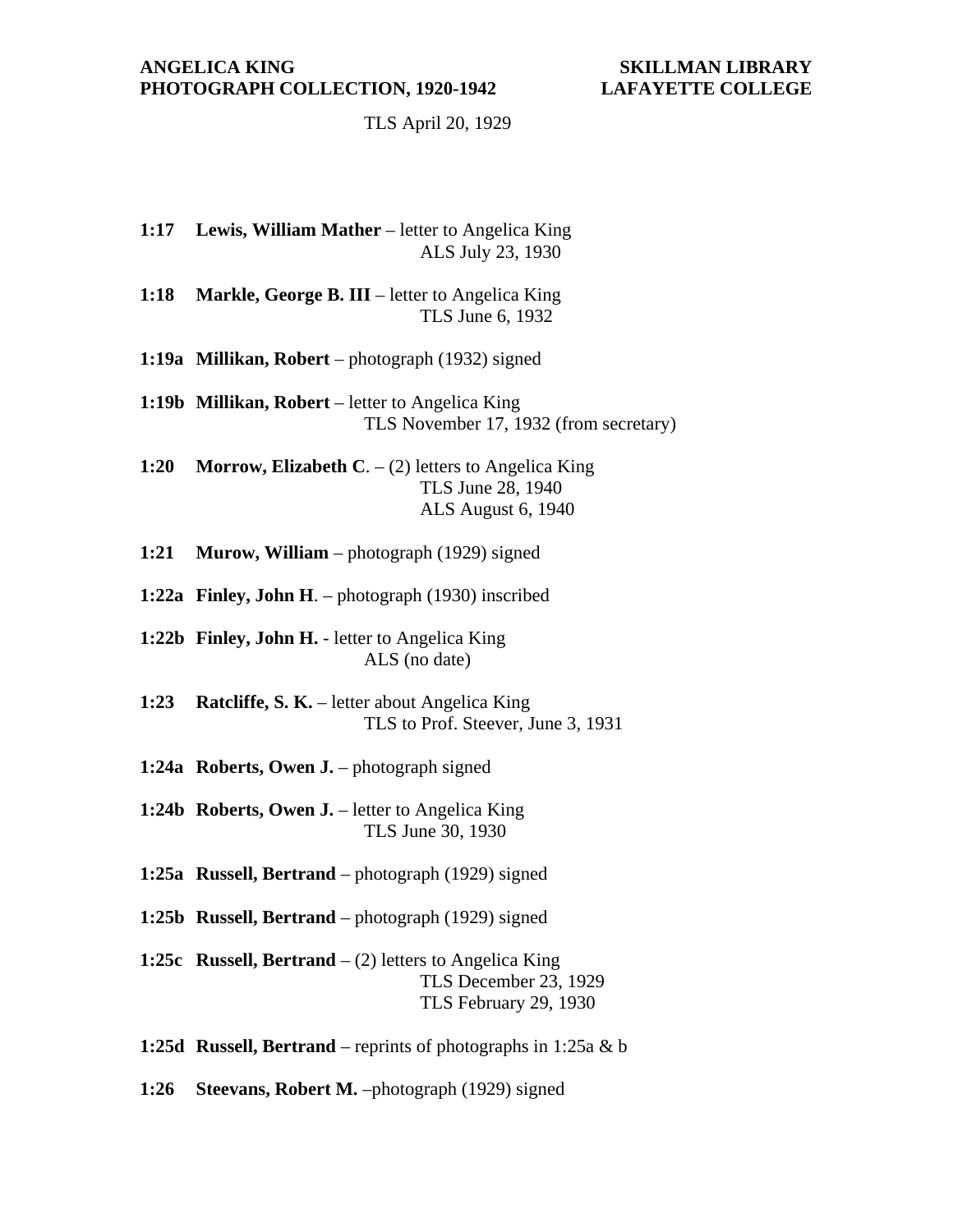TLS April 20, 1929

**1:17 Lewis, William Mather** – letter to Angelica King
ALS July 23, 1930

**1:18 Markle, George B. III** – letter to Angelica King
TLS June 6, 1932

**1:19a Millikan, Robert** – photograph (1932) signed

**1:19b Millikan, Robert** – letter to Angelica King
TLS November 17, 1932 (from secretary)

**1:20 Morrow, Elizabeth C**. – (2) letters to Angelica King
TLS June 28, 1940
ALS August 6, 1940

**1:21 Murow, William** – photograph (1929) signed

**1:22a Finley, John H**. – photograph (1930) inscribed

**1:22b Finley, John H.** - letter to Angelica King
ALS (no date)

**1:23 Ratcliffe, S. K.** – letter about Angelica King
TLS to Prof. Steever, June 3, 1931

**1:24a Roberts, Owen J.** – photograph signed

**1:24b Roberts, Owen J.** – letter to Angelica King
TLS June 30, 1930

**1:25a Russell, Bertrand** – photograph (1929) signed

**1:25b Russell, Bertrand** – photograph (1929) signed

**1:25c Russell, Bertrand** – (2) letters to Angelica King
TLS December 23, 1929
TLS February 29, 1930

**1:25d Russell, Bertrand** – reprints of photographs in 1:25a & b

**1:26 Steevans, Robert M.** –photograph (1929) signed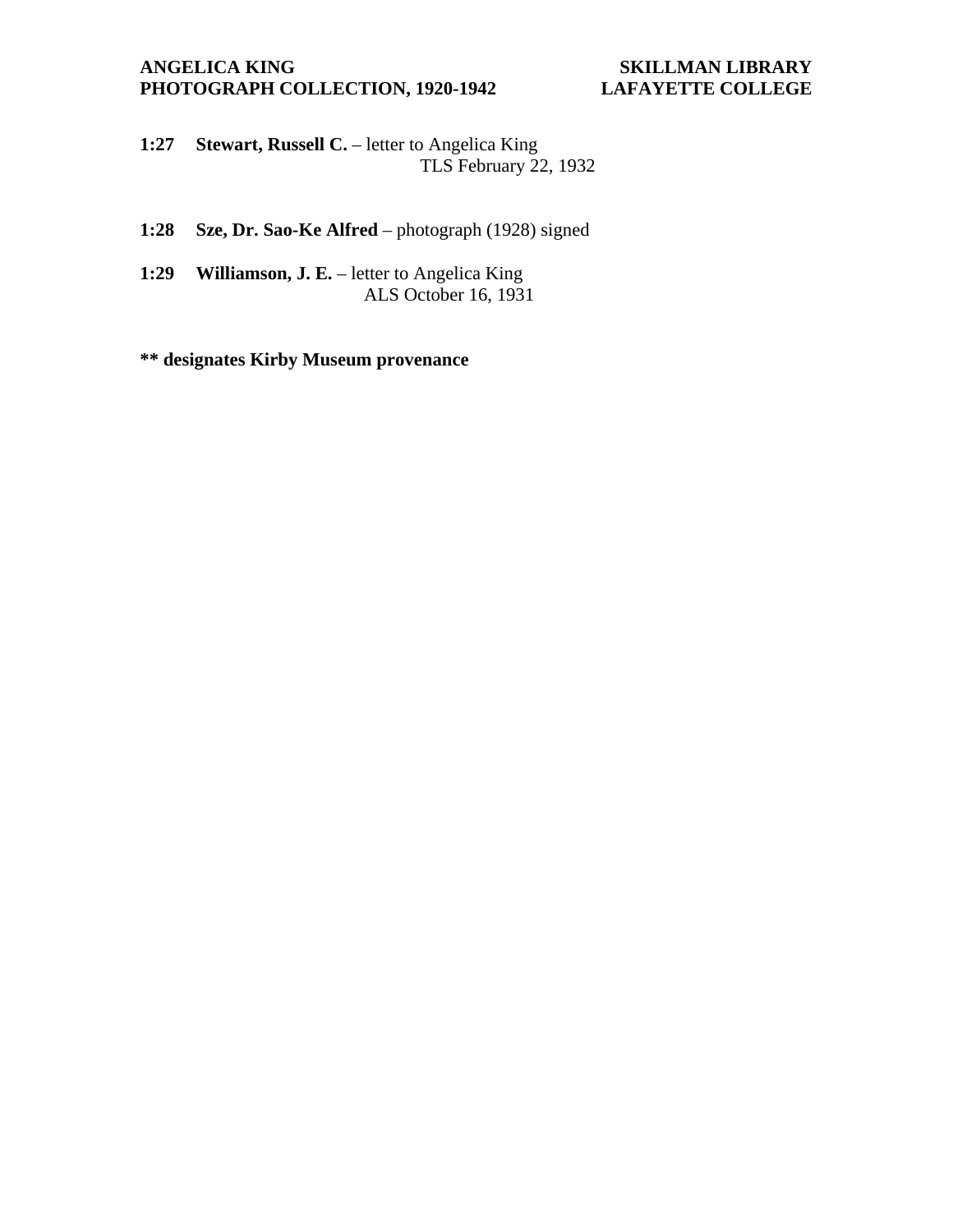**1:27 Stewart, Russell C.** – letter to Angelica King
TLS February 22, 1932

**1:28 Sze, Dr. Sao-Ke Alfred** – photograph (1928) signed

**1:29 Williamson, J. E.** – letter to Angelica King
ALS October 16, 1931

**** designates Kirby Museum provenance**